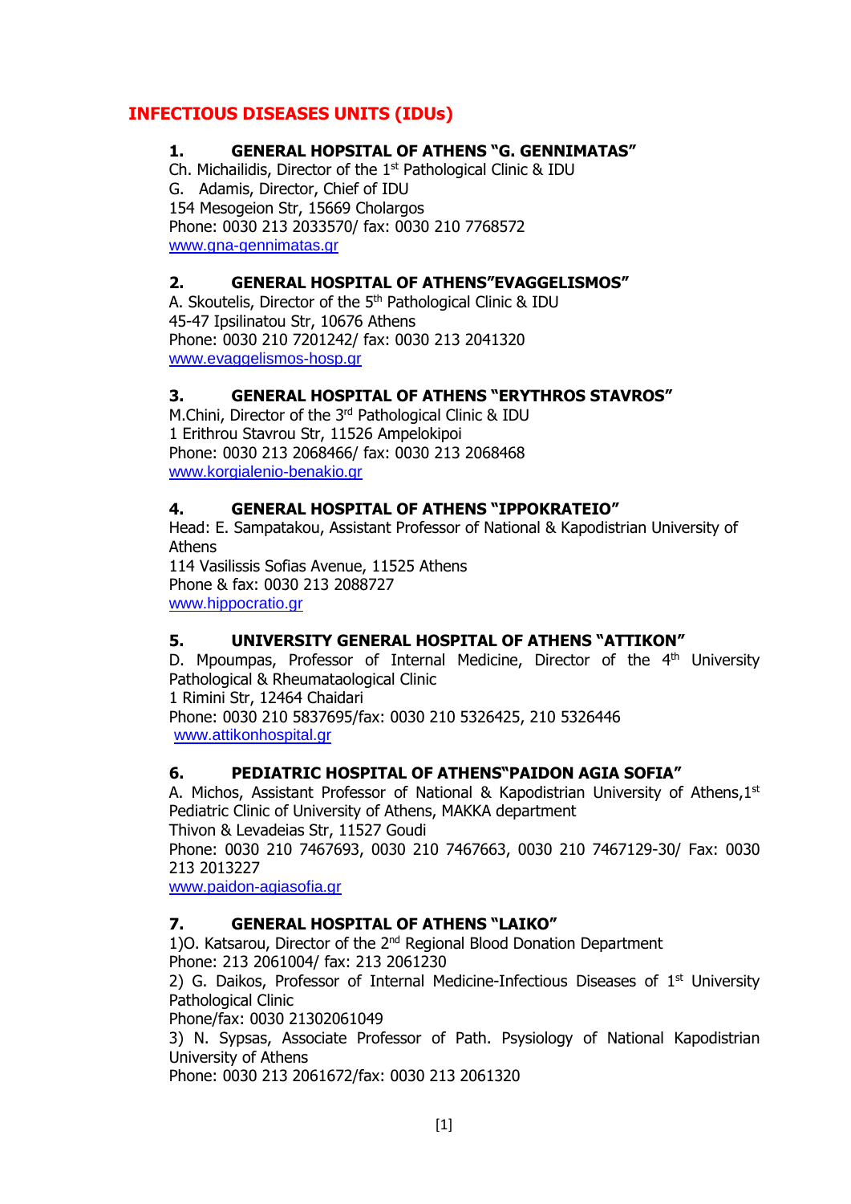# INFECTIOUS DISEASES UNITS (IDUs)

### 1. GENERAL HOPSITAL OF ATHENS "G. GENNIMATAS"

Ch. Michailidis, Director of the 1st Pathological Clinic & IDU
G. Adamis, Director, Chief of IDU
154 Mesogeion Str, 15669 Cholargos
Phone: 0030 213 2033570/ fax: 0030 210 7768572
www.gna-gennimatas.gr

### 2. GENERAL HOSPITAL OF ATHENS"EVAGGELISMOS"

A. Skoutelis, Director of the 5th Pathological Clinic & IDU
45-47 Ipsilinatou Str, 10676 Athens
Phone: 0030 210 7201242/ fax: 0030 213 2041320
www.evaggelismos-hosp.gr

### 3. GENERAL HOSPITAL OF ATHENS "ERYTHROS STAVROS"

M.Chini, Director of the 3rd Pathological Clinic & IDU
1 Erithrou Stavrou Str, 11526 Ampelokipoi
Phone: 0030 213 2068466/ fax: 0030 213 2068468
www.korgialenio-benakio.gr

### 4. GENERAL HOSPITAL OF ATHENS "IPPOKRATEIO"

Head: E. Sampatakou, Assistant Professor of National & Kapodistrian University of Athens
114 Vasilissis Sofias Avenue, 11525 Athens
Phone & fax: 0030 213 2088727
www.hippocratio.gr

### 5. UNIVERSITY GENERAL HOSPITAL OF ATHENS "ATTIKON"

D. Mpoumpas, Professor of Internal Medicine, Director of the 4th University Pathological & Rheumataological Clinic
1 Rimini Str, 12464 Chaidari
Phone: 0030 210 5837695/fax: 0030 210 5326425, 210 5326446
www.attikonhospital.gr

### 6. PEDIATRIC HOSPITAL OF ATHENS"PAIDON AGIA SOFIA"

A. Michos, Assistant Professor of National & Kapodistrian University of Athens,1st Pediatric Clinic of University of Athens, MAKKA department
Thivon & Levadeias Str, 11527 Goudi
Phone: 0030 210 7467693, 0030 210 7467663, 0030 210 7467129-30/ Fax: 0030 213 2013227
www.paidon-agiasofia.gr

### 7. GENERAL HOSPITAL OF ATHENS "LAIKO"

1)O. Katsarou, Director of the 2nd Regional Blood Donation Department
Phone: 213 2061004/ fax: 213 2061230
2) G. Daikos, Professor of Internal Medicine-Infectious Diseases of 1st University Pathological Clinic
Phone/fax: 0030 21302061049
3) N. Sypsas, Associate Professor of Path. Psysiology of National Kapodistrian University of Athens
Phone: 0030 213 2061672/fax: 0030 213 2061320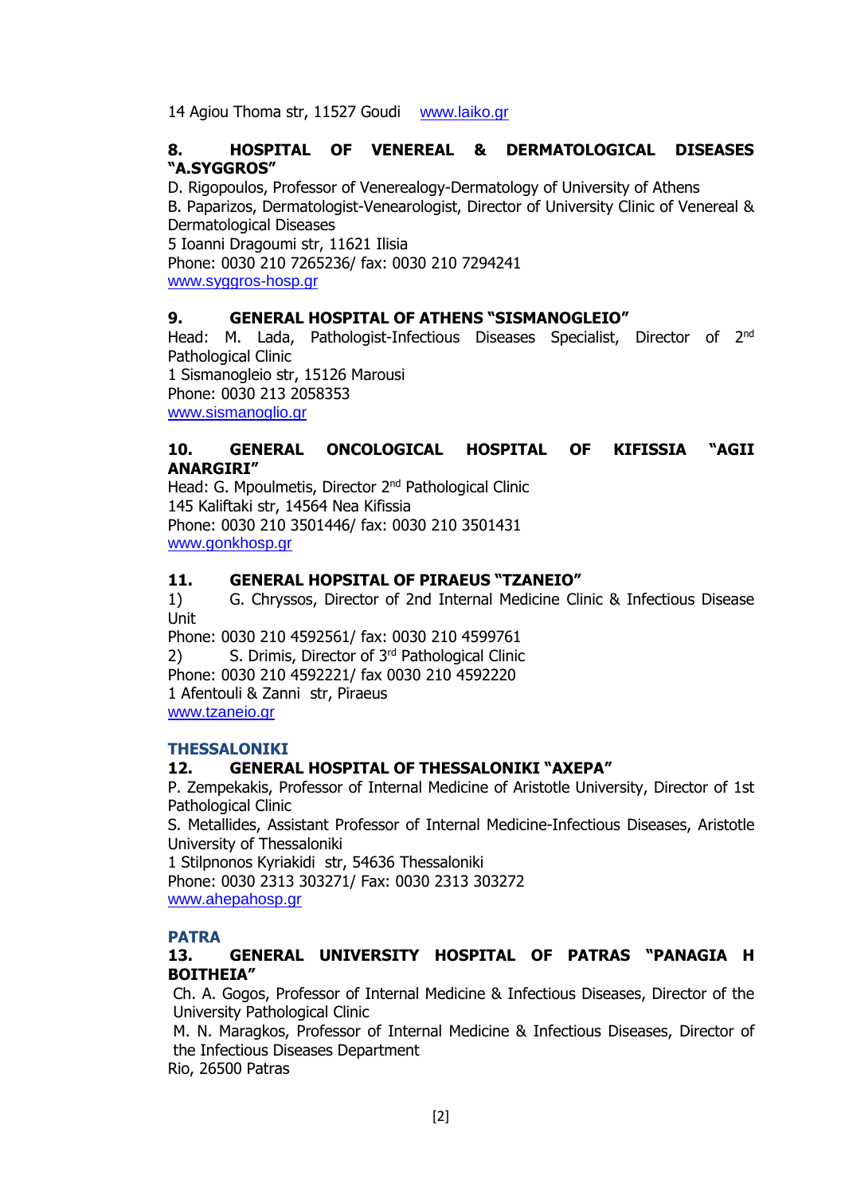14 Agiou Thoma str, 11527 Goudi    www.laiko.gr

### 8. HOSPITAL OF VENEREAL & DERMATOLOGICAL DISEASES "A.SYGGROS"

D. Rigopoulos, Professor of Venerealogy-Dermatology of University of Athens
B. Paparizos, Dermatologist-Venearologist, Director of University Clinic of Venereal & Dermatological Diseases
5 Ioanni Dragoumi str, 11621 Ilisia
Phone: 0030 210 7265236/ fax: 0030 210 7294241
www.syggros-hosp.gr

### 9. GENERAL HOSPITAL OF ATHENS "SISMANOGLEIO"

Head: M. Lada, Pathologist-Infectious Diseases Specialist, Director of 2nd Pathological Clinic
1 Sismanogleio str, 15126 Marousi
Phone: 0030 213 2058353
www.sismanoglio.gr

### 10. GENERAL ONCOLOGICAL HOSPITAL OF KIFISSIA "AGII ANARGIRI"

Head: G. Mpoulmetis, Director 2nd Pathological Clinic
145 Kaliftaki str, 14564 Nea Kifissia
Phone: 0030 210 3501446/ fax: 0030 210 3501431
www.gonkhosp.gr

### 11. GENERAL HOPSITAL OF PIRAEUS "TZANEIO"

1) G. Chryssos, Director of 2nd Internal Medicine Clinic & Infectious Disease Unit
Phone: 0030 210 4592561/ fax: 0030 210 4599761
2) S. Drimis, Director of 3rd Pathological Clinic
Phone: 0030 210 4592221/ fax 0030 210 4592220
1 Afentouli & Zanni str, Piraeus
www.tzaneio.gr

## THESSALONIKI

### 12. GENERAL HOSPITAL OF THESSALONIKI "AXEPA"

P. Zempekakis, Professor of Internal Medicine of Aristotle University, Director of 1st Pathological Clinic
S. Metallides, Assistant Professor of Internal Medicine-Infectious Diseases, Aristotle University of Thessaloniki
1 Stilpnonos Kyriakidi str, 54636 Thessaloniki
Phone: 0030 2313 303271/ Fax: 0030 2313 303272
www.ahepahosp.gr

## PATRA

### 13. GENERAL UNIVERSITY HOSPITAL OF PATRAS "PANAGIA H BOITHEIA"

Ch. A. Gogos, Professor of Internal Medicine & Infectious Diseases, Director of the University Pathological Clinic
M. N. Maragkos, Professor of Internal Medicine & Infectious Diseases, Director of the Infectious Diseases Department
Rio, 26500 Patras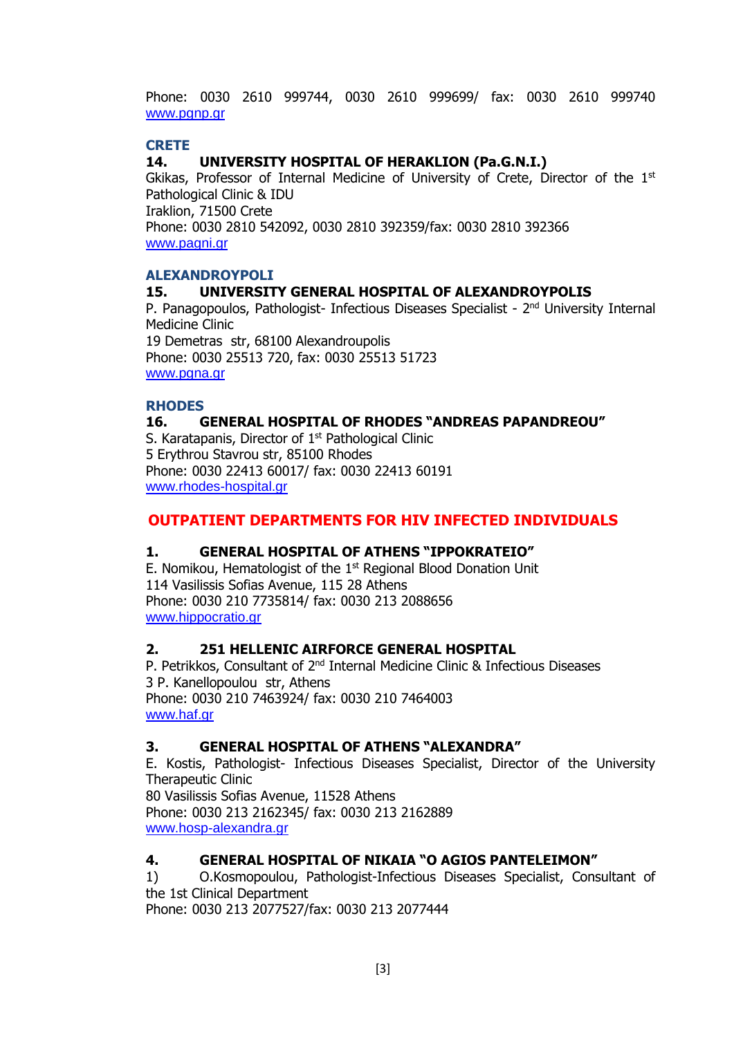Phone: 0030 2610 999744, 0030 2610 999699/ fax: 0030 2610 999740
www.pgnp.gr

## CRETE

### 14. UNIVERSITY HOSPITAL OF HERAKLION (Pa.G.N.I.)

Gkikas, Professor of Internal Medicine of University of Crete, Director of the 1st Pathological Clinic & IDU
Iraklion, 71500 Crete
Phone: 0030 2810 542092, 0030 2810 392359/fax: 0030 2810 392366
www.pagni.gr

## ALEXANDROYPOLI

### 15. UNIVERSITY GENERAL HOSPITAL OF ALEXANDROYPOLIS

P. Panagopoulos, Pathologist- Infectious Diseases Specialist - 2nd University Internal Medicine Clinic
19 Demetras str, 68100 Alexandroupolis
Phone: 0030 25513 720, fax: 0030 25513 51723
www.pgna.gr

## RHODES

### 16. GENERAL HOSPITAL OF RHODES "ANDREAS PAPANDREOU"

S. Karatapanis, Director of 1st Pathological Clinic
5 Erythrou Stavrou str, 85100 Rhodes
Phone: 0030 22413 60017/ fax: 0030 22413 60191
www.rhodes-hospital.gr

## OUTPATIENT DEPARTMENTS FOR HIV INFECTED INDIVIDUALS

### 1. GENERAL HOSPITAL OF ATHENS "IPPOKRATEIO"

E. Nomikou, Hematologist of the 1st Regional Blood Donation Unit
114 Vasilissis Sofias Avenue, 115 28 Athens
Phone: 0030 210 7735814/ fax: 0030 213 2088656
www.hippocratio.gr

### 2. 251 HELLENIC AIRFORCE GENERAL HOSPITAL

P. Petrikkos, Consultant of 2nd Internal Medicine Clinic & Infectious Diseases
3 P. Kanellopoulou str, Athens
Phone: 0030 210 7463924/ fax: 0030 210 7464003
www.haf.gr

### 3. GENERAL HOSPITAL OF ATHENS "ALEXANDRA"

E. Kostis, Pathologist- Infectious Diseases Specialist, Director of the University Therapeutic Clinic
80 Vasilissis Sofias Avenue, 11528 Athens
Phone: 0030 213 2162345/ fax: 0030 213 2162889
www.hosp-alexandra.gr

### 4. GENERAL HOSPITAL OF NIKAIA "O AGIOS PANTELEIMON"

1) O.Kosmopoulou, Pathologist-Infectious Diseases Specialist, Consultant of the 1st Clinical Department
Phone: 0030 213 2077527/fax: 0030 213 2077444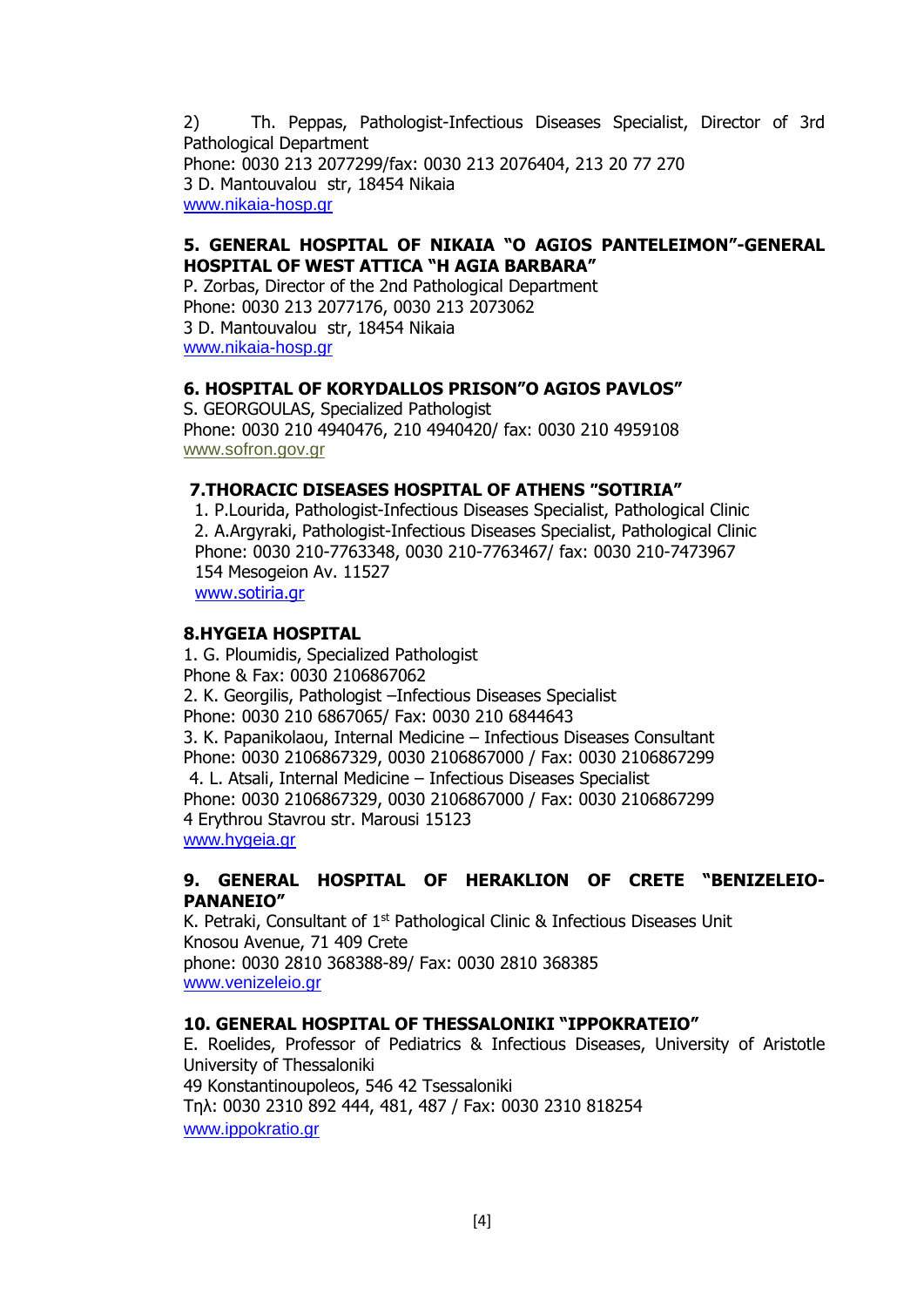2) Th. Peppas, Pathologist-Infectious Diseases Specialist, Director of 3rd Pathological Department
Phone: 0030 213 2077299/fax: 0030 213 2076404, 213 20 77 270
3 D. Mantouvalou str, 18454 Nikaia
www.nikaia-hosp.gr

**5. GENERAL HOSPITAL OF NIKAIA "O AGIOS PANTELEIMON"-GENERAL HOSPITAL OF WEST ATTICA "H AGIA BARBARA"**
P. Zorbas, Director of the 2nd Pathological Department
Phone: 0030 213 2077176, 0030 213 2073062
3 D. Mantouvalou str, 18454 Nikaia
www.nikaia-hosp.gr

**6. HOSPITAL OF KORYDALLOS PRISON"O AGIOS PAVLOS"**
S. GEORGOULAS, Specialized Pathologist
Phone: 0030 210 4940476, 210 4940420/ fax: 0030 210 4959108
www.sofron.gov.gr

**7.THORACIC DISEASES HOSPITAL OF ATHENS "SOTIRIA"**
1. P.Lourida, Pathologist-Infectious Diseases Specialist, Pathological Clinic
2. A.Argyraki, Pathologist-Infectious Diseases Specialist, Pathological Clinic

Phone: 0030 210-7763348, 0030 210-7763467/ fax: 0030 210-7473967
154 Mesogeion Av. 11527
www.sotiria.gr

**8.HYGEIA HOSPITAL**
1. G. Ploumidis, Specialized Pathologist
Phone & Fax: 0030 2106867062
2. K. Georgilis, Pathologist –Infectious Diseases Specialist
Phone: 0030 210 6867065/ Fax: 0030 210 6844643
3. K. Papanikolaou, Internal Medicine – Infectious Diseases Consultant
Phone: 0030 2106867329, 0030 2106867000 / Fax: 0030 2106867299
4. L. Atsali, Internal Medicine – Infectious Diseases Specialist
Phone: 0030 2106867329, 0030 2106867000 / Fax: 0030 2106867299
4 Erythrou Stavrou str. Marousi 15123
www.hygeia.gr

**9. GENERAL HOSPITAL OF HERAKLION OF CRETE "BENIZELEIO-PANANEIO"**
K. Petraki, Consultant of 1st Pathological Clinic & Infectious Diseases Unit
Knosou Avenue, 71 409 Crete
phone: 0030 2810 368388-89/ Fax: 0030 2810 368385
www.venizeleio.gr

**10. GENERAL HOSPITAL OF THESSALONIKI "IPPOKRATEIO"**
E. Roelides, Professor of Pediatrics & Infectious Diseases, University of Aristotle University of Thessaloniki
49 Konstantinoupoleos, 546 42 Tsessaloniki
Τηλ: 0030 2310 892 444, 481, 487 / Fax: 0030 2310 818254
www.ippokratio.gr